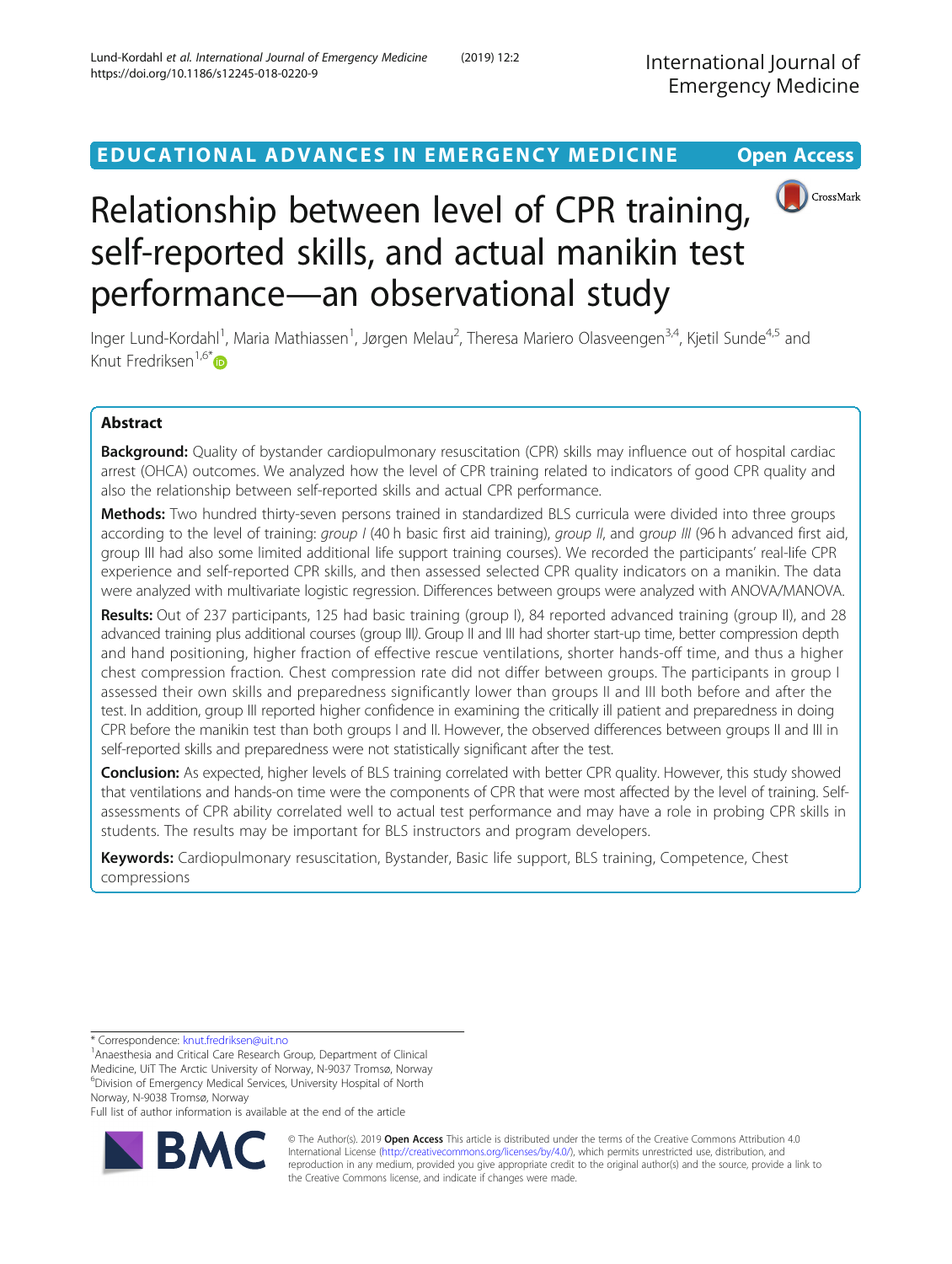EDUCATIONAL ADVANCES IN EMERGENCY MEDICINE

Open Access

# Relationship between level of CPR training, self-reported skills, and actual manikin test performance—an observational study

Inger Lund-Kordahl[1], Maria Mathiassen[1], Jørgen Melau[2], Theresa Mariero Olasveengen[3,4], Kjetil Sunde[4,5] and Knut Fredriksen[1,6*]

## Abstract

**Background:** Quality of bystander cardiopulmonary resuscitation (CPR) skills may influence out of hospital cardiac arrest (OHCA) outcomes. We analyzed how the level of CPR training related to indicators of good CPR quality and also the relationship between self-reported skills and actual CPR performance.

**Methods:** Two hundred thirty-seven persons trained in standardized BLS curricula were divided into three groups according to the level of training: *group I* (40 h basic first aid training), *group II*, and *group III* (96 h advanced first aid, group III had also some limited additional life support training courses). We recorded the participants' real-life CPR experience and self-reported CPR skills, and then assessed selected CPR quality indicators on a manikin. The data were analyzed with multivariate logistic regression. Differences between groups were analyzed with ANOVA/MANOVA.

**Results:** Out of 237 participants, 125 had basic training (group I), 84 reported advanced training (group II), and 28 advanced training plus additional courses (group III). Group II and III had shorter start-up time, better compression depth and hand positioning, higher fraction of effective rescue ventilations, shorter hands-off time, and thus a higher chest compression fraction. Chest compression rate did not differ between groups. The participants in group I assessed their own skills and preparedness significantly lower than groups II and III both before and after the test. In addition, group III reported higher confidence in examining the critically ill patient and preparedness in doing CPR before the manikin test than both groups I and II. However, the observed differences between groups II and III in self-reported skills and preparedness were not statistically significant after the test.

**Conclusion:** As expected, higher levels of BLS training correlated with better CPR quality. However, this study showed that ventilations and hands-on time were the components of CPR that were most affected by the level of training. Self-assessments of CPR ability correlated well to actual test performance and may have a role in probing CPR skills in students. The results may be important for BLS instructors and program developers.

**Keywords:** Cardiopulmonary resuscitation, Bystander, Basic life support, BLS training, Competence, Chest compressions

---

\* Correspondence: knut.fredriksen@uit.no

[1]Anaesthesia and Critical Care Research Group, Department of Clinical Medicine, UiT The Arctic University of Norway, N-9037 Tromsø, Norway

[6]Division of Emergency Medical Services, University Hospital of North Norway, N-9038 Tromsø, Norway

Full list of author information is available at the end of the article

© The Author(s). 2019 **Open Access** This article is distributed under the terms of the Creative Commons Attribution 4.0 International License (http://creativecommons.org/licenses/by/4.0/), which permits unrestricted use, distribution, and reproduction in any medium, provided you give appropriate credit to the original author(s) and the source, provide a link to the Creative Commons license, and indicate if changes were made.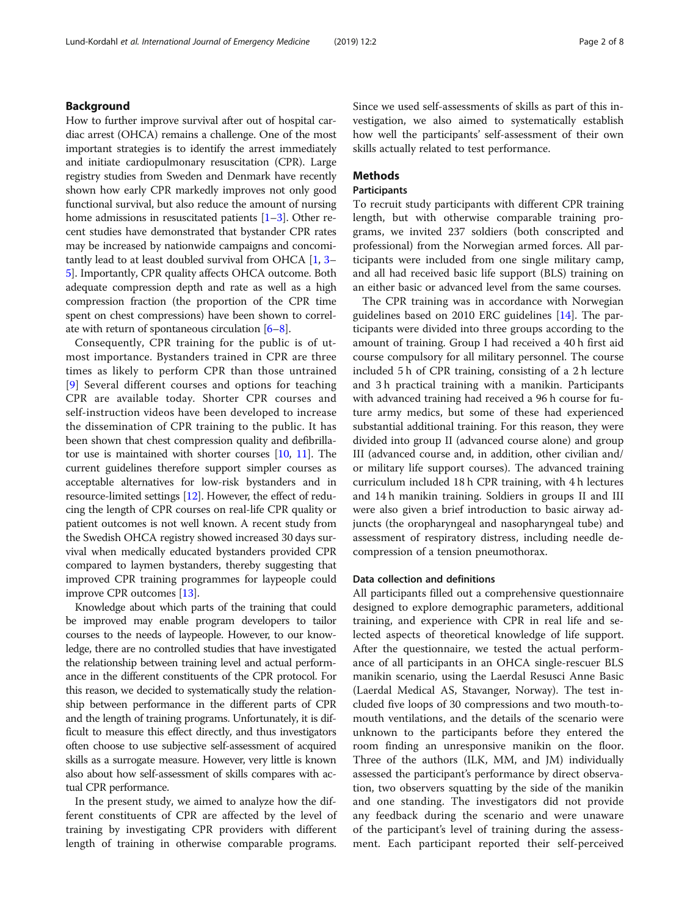## Background

How to further improve survival after out of hospital cardiac arrest (OHCA) remains a challenge. One of the most important strategies is to identify the arrest immediately and initiate cardiopulmonary resuscitation (CPR). Large registry studies from Sweden and Denmark have recently shown how early CPR markedly improves not only good functional survival, but also reduce the amount of nursing home admissions in resuscitated patients [1–3]. Other recent studies have demonstrated that bystander CPR rates may be increased by nationwide campaigns and concomitantly lead to at least doubled survival from OHCA [1, 3–5]. Importantly, CPR quality affects OHCA outcome. Both adequate compression depth and rate as well as a high compression fraction (the proportion of the CPR time spent on chest compressions) have been shown to correlate with return of spontaneous circulation [6–8].

Consequently, CPR training for the public is of utmost importance. Bystanders trained in CPR are three times as likely to perform CPR than those untrained [9] Several different courses and options for teaching CPR are available today. Shorter CPR courses and self-instruction videos have been developed to increase the dissemination of CPR training to the public. It has been shown that chest compression quality and defibrillator use is maintained with shorter courses [10, 11]. The current guidelines therefore support simpler courses as acceptable alternatives for low-risk bystanders and in resource-limited settings [12]. However, the effect of reducing the length of CPR courses on real-life CPR quality or patient outcomes is not well known. A recent study from the Swedish OHCA registry showed increased 30 days survival when medically educated bystanders provided CPR compared to laymen bystanders, thereby suggesting that improved CPR training programmes for laypeople could improve CPR outcomes [13].

Knowledge about which parts of the training that could be improved may enable program developers to tailor courses to the needs of laypeople. However, to our knowledge, there are no controlled studies that have investigated the relationship between training level and actual performance in the different constituents of the CPR protocol. For this reason, we decided to systematically study the relationship between performance in the different parts of CPR and the length of training programs. Unfortunately, it is difficult to measure this effect directly, and thus investigators often choose to use subjective self-assessment of acquired skills as a surrogate measure. However, very little is known also about how self-assessment of skills compares with actual CPR performance.

In the present study, we aimed to analyze how the different constituents of CPR are affected by the level of training by investigating CPR providers with different length of training in otherwise comparable programs. Since we used self-assessments of skills as part of this investigation, we also aimed to systematically establish how well the participants' self-assessment of their own skills actually related to test performance.

## Methods

### Participants

To recruit study participants with different CPR training length, but with otherwise comparable training programs, we invited 237 soldiers (both conscripted and professional) from the Norwegian armed forces. All participants were included from one single military camp, and all had received basic life support (BLS) training on an either basic or advanced level from the same courses.

The CPR training was in accordance with Norwegian guidelines based on 2010 ERC guidelines [14]. The participants were divided into three groups according to the amount of training. Group I had received a 40 h first aid course compulsory for all military personnel. The course included 5 h of CPR training, consisting of a 2 h lecture and 3 h practical training with a manikin. Participants with advanced training had received a 96 h course for future army medics, but some of these had experienced substantial additional training. For this reason, they were divided into group II (advanced course alone) and group III (advanced course and, in addition, other civilian and/or military life support courses). The advanced training curriculum included 18 h CPR training, with 4 h lectures and 14 h manikin training. Soldiers in groups II and III were also given a brief introduction to basic airway adjuncts (the oropharyngeal and nasopharyngeal tube) and assessment of respiratory distress, including needle decompression of a tension pneumothorax.

### Data collection and definitions

All participants filled out a comprehensive questionnaire designed to explore demographic parameters, additional training, and experience with CPR in real life and selected aspects of theoretical knowledge of life support. After the questionnaire, we tested the actual performance of all participants in an OHCA single-rescuer BLS manikin scenario, using the Laerdal Resusci Anne Basic (Laerdal Medical AS, Stavanger, Norway). The test included five loops of 30 compressions and two mouth-to-mouth ventilations, and the details of the scenario were unknown to the participants before they entered the room finding an unresponsive manikin on the floor. Three of the authors (ILK, MM, and JM) individually assessed the participant's performance by direct observation, two observers squatting by the side of the manikin and one standing. The investigators did not provide any feedback during the scenario and were unaware of the participant's level of training during the assessment. Each participant reported their self-perceived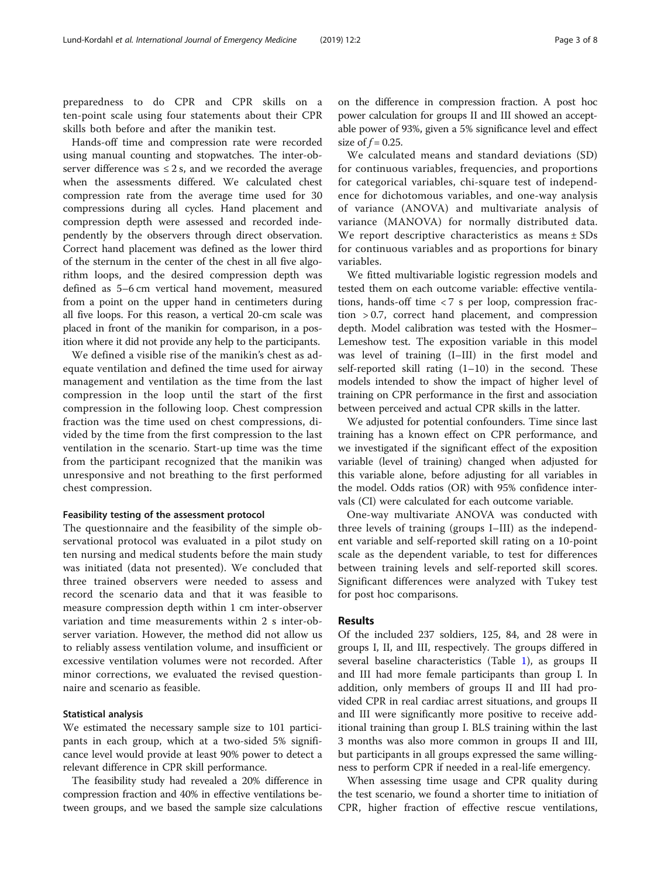preparedness to do CPR and CPR skills on a ten-point scale using four statements about their CPR skills both before and after the manikin test.

Hands-off time and compression rate were recorded using manual counting and stopwatches. The inter-observer difference was ≤ 2 s, and we recorded the average when the assessments differed. We calculated chest compression rate from the average time used for 30 compressions during all cycles. Hand placement and compression depth were assessed and recorded independently by the observers through direct observation. Correct hand placement was defined as the lower third of the sternum in the center of the chest in all five algorithm loops, and the desired compression depth was defined as 5–6 cm vertical hand movement, measured from a point on the upper hand in centimeters during all five loops. For this reason, a vertical 20-cm scale was placed in front of the manikin for comparison, in a position where it did not provide any help to the participants.

We defined a visible rise of the manikin's chest as adequate ventilation and defined the time used for airway management and ventilation as the time from the last compression in the loop until the start of the first compression in the following loop. Chest compression fraction was the time used on chest compressions, divided by the time from the first compression to the last ventilation in the scenario. Start-up time was the time from the participant recognized that the manikin was unresponsive and not breathing to the first performed chest compression.

#### Feasibility testing of the assessment protocol

The questionnaire and the feasibility of the simple observational protocol was evaluated in a pilot study on ten nursing and medical students before the main study was initiated (data not presented). We concluded that three trained observers were needed to assess and record the scenario data and that it was feasible to measure compression depth within 1 cm inter-observer variation and time measurements within 2 s inter-observer variation. However, the method did not allow us to reliably assess ventilation volume, and insufficient or excessive ventilation volumes were not recorded. After minor corrections, we evaluated the revised questionnaire and scenario as feasible.

#### Statistical analysis

We estimated the necessary sample size to 101 participants in each group, which at a two-sided 5% significance level would provide at least 90% power to detect a relevant difference in CPR skill performance.

The feasibility study had revealed a 20% difference in compression fraction and 40% in effective ventilations between groups, and we based the sample size calculations on the difference in compression fraction. A post hoc power calculation for groups II and III showed an acceptable power of 93%, given a 5% significance level and effect size of $f = 0.25$.

We calculated means and standard deviations (SD) for continuous variables, frequencies, and proportions for categorical variables, chi-square test of independence for dichotomous variables, and one-way analysis of variance (ANOVA) and multivariate analysis of variance (MANOVA) for normally distributed data. We report descriptive characteristics as means ± SDs for continuous variables and as proportions for binary variables.

We fitted multivariable logistic regression models and tested them on each outcome variable: effective ventilations, hands-off time < 7 s per loop, compression fraction > 0.7, correct hand placement, and compression depth. Model calibration was tested with the Hosmer–Lemeshow test. The exposition variable in this model was level of training (I–III) in the first model and self-reported skill rating (1–10) in the second. These models intended to show the impact of higher level of training on CPR performance in the first and association between perceived and actual CPR skills in the latter.

We adjusted for potential confounders. Time since last training has a known effect on CPR performance, and we investigated if the significant effect of the exposition variable (level of training) changed when adjusted for this variable alone, before adjusting for all variables in the model. Odds ratios (OR) with 95% confidence intervals (CI) were calculated for each outcome variable.

One-way multivariate ANOVA was conducted with three levels of training (groups I–III) as the independent variable and self-reported skill rating on a 10-point scale as the dependent variable, to test for differences between training levels and self-reported skill scores. Significant differences were analyzed with Tukey test for post hoc comparisons.

## Results

Of the included 237 soldiers, 125, 84, and 28 were in groups I, II, and III, respectively. The groups differed in several baseline characteristics (Table 1), as groups II and III had more female participants than group I. In addition, only members of groups II and III had provided CPR in real cardiac arrest situations, and groups II and III were significantly more positive to receive additional training than group I. BLS training within the last 3 months was also more common in groups II and III, but participants in all groups expressed the same willingness to perform CPR if needed in a real-life emergency.

When assessing time usage and CPR quality during the test scenario, we found a shorter time to initiation of CPR, higher fraction of effective rescue ventilations,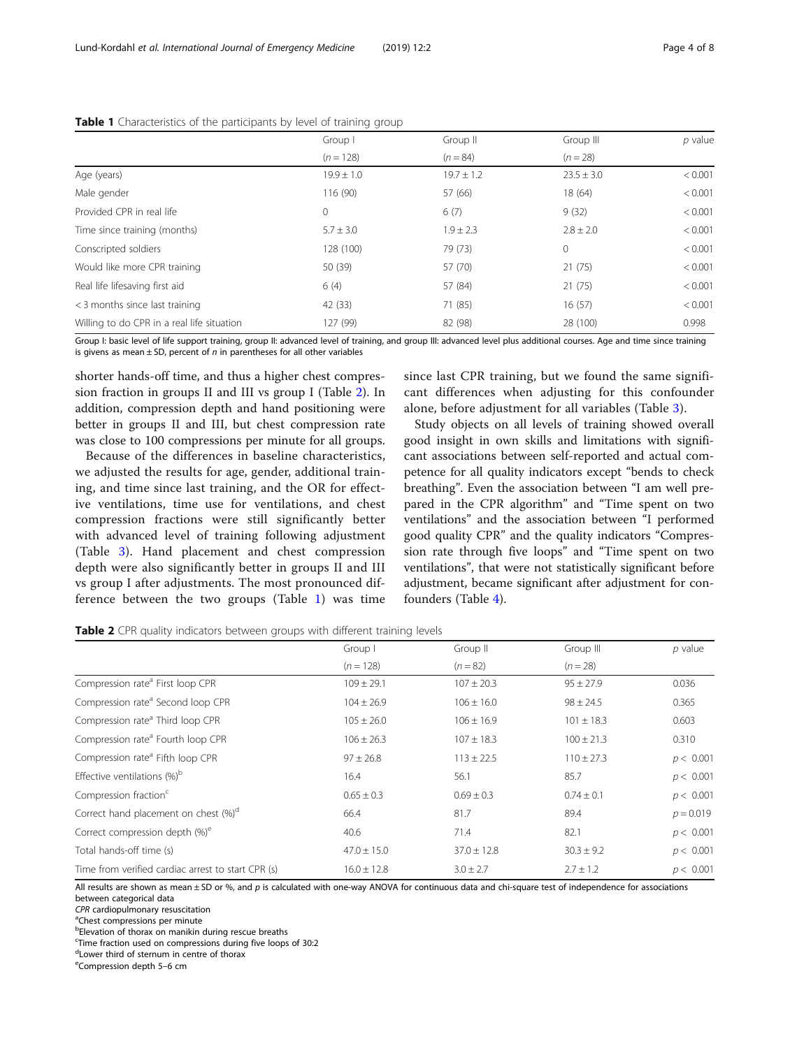**Table 1** Characteristics of the participants by level of training group

| | Group I | Group II | Group III | *p* value |
|---|---|---|---|---|
| | (*n* = 128) | (*n* = 84) | (*n* = 28) | |
| Age (years) | 19.9 ± 1.0 | 19.7 ± 1.2 | 23.5 ± 3.0 | < 0.001 |
| Male gender | 116 (90) | 57 (66) | 18 (64) | < 0.001 |
| Provided CPR in real life | 0 | 6 (7) | 9 (32) | < 0.001 |
| Time since training (months) | 5.7 ± 3.0 | 1.9 ± 2.3 | 2.8 ± 2.0 | < 0.001 |
| Conscripted soldiers | 128 (100) | 79 (73) | 0 | < 0.001 |
| Would like more CPR training | 50 (39) | 57 (70) | 21 (75) | < 0.001 |
| Real life lifesaving first aid | 6 (4) | 57 (84) | 21 (75) | < 0.001 |
| < 3 months since last training | 42 (33) | 71 (85) | 16 (57) | < 0.001 |
| Willing to do CPR in a real life situation | 127 (99) | 82 (98) | 28 (100) | 0.998 |

Group I: basic level of life support training, group II: advanced level of training, and group III: advanced level plus additional courses. Age and time since training is givens as mean ± SD, percent of *n* in parentheses for all other variables

shorter hands-off time, and thus a higher chest compression fraction in groups II and III vs group I (Table 2). In addition, compression depth and hand positioning were better in groups II and III, but chest compression rate was close to 100 compressions per minute for all groups.

Because of the differences in baseline characteristics, we adjusted the results for age, gender, additional training, and time since last training, and the OR for effective ventilations, time use for ventilations, and chest compression fractions were still significantly better with advanced level of training following adjustment (Table 3). Hand placement and chest compression depth were also significantly better in groups II and III vs group I after adjustments. The most pronounced difference between the two groups (Table 1) was time since last CPR training, but we found the same significant differences when adjusting for this confounder alone, before adjustment for all variables (Table 3).

Study objects on all levels of training showed overall good insight in own skills and limitations with significant associations between self-reported and actual competence for all quality indicators except "bends to check breathing". Even the association between "I am well prepared in the CPR algorithm" and "Time spent on two ventilations" and the association between "I performed good quality CPR" and the quality indicators "Compression rate through five loops" and "Time spent on two ventilations", that were not statistically significant before adjustment, became significant after adjustment for confounders (Table 4).

**Table 2** CPR quality indicators between groups with different training levels

| | Group I | Group II | Group III | *p* value |
|---|---|---|---|---|
| | (*n* = 128) | (*n* = 82) | (*n* = 28) | |
| Compression rate[a] First loop CPR | 109 ± 29.1 | 107 ± 20.3 | 95 ± 27.9 | 0.036 |
| Compression rate[a] Second loop CPR | 104 ± 26.9 | 106 ± 16.0 | 98 ± 24.5 | 0.365 |
| Compression rate[a] Third loop CPR | 105 ± 26.0 | 106 ± 16.9 | 101 ± 18.3 | 0.603 |
| Compression rate[a] Fourth loop CPR | 106 ± 26.3 | 107 ± 18.3 | 100 ± 21.3 | 0.310 |
| Compression rate[a] Fifth loop CPR | 97 ± 26.8 | 113 ± 22.5 | 110 ± 27.3 | $p < 0.001$ |
| Effective ventilations (%)[b] | 16.4 | 56.1 | 85.7 | $p < 0.001$ |
| Compression fraction[c] | 0.65 ± 0.3 | 0.69 ± 0.3 | 0.74 ± 0.1 | $p < 0.001$ |
| Correct hand placement on chest (%)[d] | 66.4 | 81.7 | 89.4 | $p = 0.019$ |
| Correct compression depth (%)[e] | 40.6 | 71.4 | 82.1 | $p < 0.001$ |
| Total hands-off time (s) | 47.0 ± 15.0 | 37.0 ± 12.8 | 30.3 ± 9.2 | $p < 0.001$ |
| Time from verified cardiac arrest to start CPR (s) | 16.0 ± 12.8 | 3.0 ± 2.7 | 2.7 ± 1.2 | $p < 0.001$ |

All results are shown as mean ± SD or %, and *p* is calculated with one-way ANOVA for continuous data and chi-square test of independence for associations between categorical data

*CPR* cardiopulmonary resuscitation

[a]Chest compressions per minute

[b]Elevation of thorax on manikin during rescue breaths

[c]Time fraction used on compressions during five loops of 30:2

[d]Lower third of sternum in centre of thorax

[e]Compression depth 5–6 cm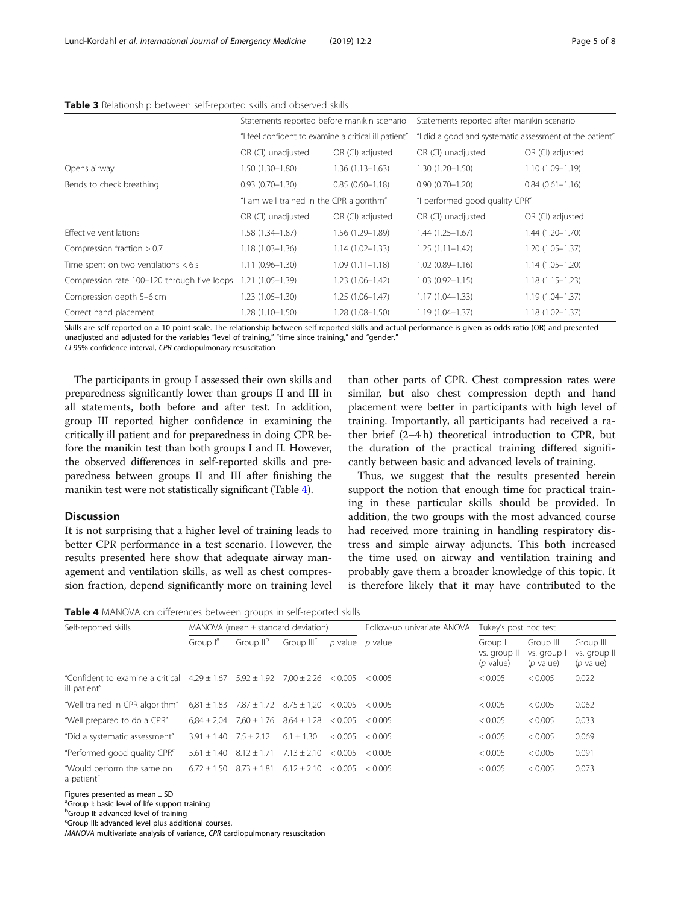**Table 3** Relationship between self-reported skills and observed skills

| | Statements reported before manikin scenario | | Statements reported after manikin scenario | |
|---|---|---|---|---|
| | "I feel confident to examine a critical ill patient" | | "I did a good and systematic assessment of the patient" | |
| | OR (CI) unadjusted | OR (CI) adjusted | OR (CI) unadjusted | OR (CI) adjusted |
| Opens airway | 1.50 (1.30–1.80) | 1.36 (1.13–1.63) | 1.30 (1.20–1.50) | 1.10 (1.09–1.19) |
| Bends to check breathing | 0.93 (0.70–1.30) | 0.85 (0.60–1.18) | 0.90 (0.70–1.20) | 0.84 (0.61–1.16) |
| | "I am well trained in the CPR algorithm" | | "I performed good quality CPR" | |
| | OR (CI) unadjusted | OR (CI) adjusted | OR (CI) unadjusted | OR (CI) adjusted |
| Effective ventilations | 1.58 (1.34–1.87) | 1.56 (1.29–1.89) | 1.44 (1.25–1.67) | 1.44 (1.20–1.70) |
| Compression fraction > 0.7 | 1.18 (1.03–1.36) | 1.14 (1.02–1.33) | 1.25 (1.11–1.42) | 1.20 (1.05–1.37) |
| Time spent on two ventilations < 6 s | 1.11 (0.96–1.30) | 1.09 (1.11–1.18) | 1.02 (0.89–1.16) | 1.14 (1.05–1.20) |
| Compression rate 100–120 through five loops | 1.21 (1.05–1.39) | 1.23 (1.06–1.42) | 1.03 (0.92–1.15) | 1.18 (1.15–1.23) |
| Compression depth 5–6 cm | 1.23 (1.05–1.30) | 1.25 (1.06–1.47) | 1.17 (1.04–1.33) | 1.19 (1.04–1.37) |
| Correct hand placement | 1.28 (1.10–1.50) | 1.28 (1.08–1.50) | 1.19 (1.04–1.37) | 1.18 (1.02–1.37) |

Skills are self-reported on a 10-point scale. The relationship between self-reported skills and actual performance is given as odds ratio (OR) and presented unadjusted and adjusted for the variables "level of training," "time since training," and "gender."
*CI* 95% confidence interval, *CPR* cardiopulmonary resuscitation

The participants in group I assessed their own skills and preparedness significantly lower than groups II and III in all statements, both before and after test. In addition, group III reported higher confidence in examining the critically ill patient and for preparedness in doing CPR before the manikin test than both groups I and II. However, the observed differences in self-reported skills and preparedness between groups II and III after finishing the manikin test were not statistically significant (Table 4).

## Discussion

It is not surprising that a higher level of training leads to better CPR performance in a test scenario. However, the results presented here show that adequate airway management and ventilation skills, as well as chest compression fraction, depend significantly more on training level than other parts of CPR. Chest compression rates were similar, but also chest compression depth and hand placement were better in participants with high level of training. Importantly, all participants had received a rather brief (2–4 h) theoretical introduction to CPR, but the duration of the practical training differed significantly between basic and advanced levels of training.

Thus, we suggest that the results presented herein support the notion that enough time for practical training in these particular skills should be provided. In addition, the two groups with the most advanced course had received more training in handling respiratory distress and simple airway adjuncts. This both increased the time used on airway and ventilation training and probably gave them a broader knowledge of this topic. It is therefore likely that it may have contributed to the

**Table 4** MANOVA on differences between groups in self-reported skills

| Self-reported skills | MANOVA (mean ± standard deviation) | | | | Follow-up univariate ANOVA | Tukey's post hoc test | | |
|---|---|---|---|---|---|---|---|---|
| | Group I[a] | Group II[b] | Group III[c] | *p* value | *p* value | Group I vs. group II (*p* value) | Group III vs. group I (*p* value) | Group III vs. group II (*p* value) |
| "Confident to examine a critical ill patient" | 4.29 ± 1.67 | 5.92 ± 1.92 | 7,00 ± 2,26 | < 0.005 | < 0.005 | < 0.005 | < 0.005 | 0.022 |
| "Well trained in CPR algorithm" | 6,81 ± 1.83 | 7.87 ± 1.72 | 8.75 ± 1,20 | < 0.005 | < 0.005 | < 0.005 | < 0.005 | 0.062 |
| "Well prepared to do a CPR" | 6,84 ± 2,04 | 7,60 ± 1.76 | 8.64 ± 1.28 | < 0.005 | < 0.005 | < 0.005 | < 0.005 | 0,033 |
| "Did a systematic assessment" | 3.91 ± 1.40 | 7.5 ± 2.12 | 6.1 ± 1.30 | < 0.005 | < 0.005 | < 0.005 | < 0.005 | 0.069 |
| "Performed good quality CPR" | 5.61 ± 1.40 | 8.12 ± 1.71 | 7.13 ± 2.10 | < 0.005 | < 0.005 | < 0.005 | < 0.005 | 0.091 |
| "Would perform the same on a patient" | 6.72 ± 1.50 | 8.73 ± 1.81 | 6.12 ± 2.10 | < 0.005 | < 0.005 | < 0.005 | < 0.005 | 0.073 |

Figures presented as mean ± SD
[a]Group I: basic level of life support training
[b]Group II: advanced level of training
[c]Group III: advanced level plus additional courses.
*MANOVA* multivariate analysis of variance, *CPR* cardiopulmonary resuscitation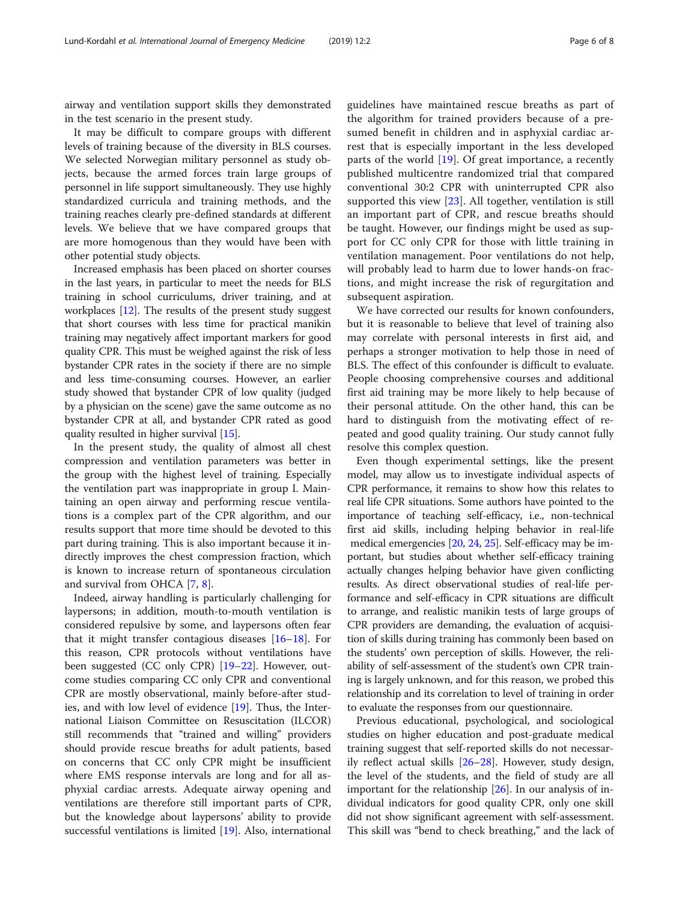airway and ventilation support skills they demonstrated in the test scenario in the present study.

It may be difficult to compare groups with different levels of training because of the diversity in BLS courses. We selected Norwegian military personnel as study objects, because the armed forces train large groups of personnel in life support simultaneously. They use highly standardized curricula and training methods, and the training reaches clearly pre-defined standards at different levels. We believe that we have compared groups that are more homogenous than they would have been with other potential study objects.

Increased emphasis has been placed on shorter courses in the last years, in particular to meet the needs for BLS training in school curriculums, driver training, and at workplaces [12]. The results of the present study suggest that short courses with less time for practical manikin training may negatively affect important markers for good quality CPR. This must be weighed against the risk of less bystander CPR rates in the society if there are no simple and less time-consuming courses. However, an earlier study showed that bystander CPR of low quality (judged by a physician on the scene) gave the same outcome as no bystander CPR at all, and bystander CPR rated as good quality resulted in higher survival [15].

In the present study, the quality of almost all chest compression and ventilation parameters was better in the group with the highest level of training. Especially the ventilation part was inappropriate in group I. Maintaining an open airway and performing rescue ventilations is a complex part of the CPR algorithm, and our results support that more time should be devoted to this part during training. This is also important because it indirectly improves the chest compression fraction, which is known to increase return of spontaneous circulation and survival from OHCA [7, 8].

Indeed, airway handling is particularly challenging for laypersons; in addition, mouth-to-mouth ventilation is considered repulsive by some, and laypersons often fear that it might transfer contagious diseases [16–18]. For this reason, CPR protocols without ventilations have been suggested (CC only CPR) [19–22]. However, outcome studies comparing CC only CPR and conventional CPR are mostly observational, mainly before-after studies, and with low level of evidence [19]. Thus, the International Liaison Committee on Resuscitation (ILCOR) still recommends that "trained and willing" providers should provide rescue breaths for adult patients, based on concerns that CC only CPR might be insufficient where EMS response intervals are long and for all asphyxial cardiac arrests. Adequate airway opening and ventilations are therefore still important parts of CPR, but the knowledge about laypersons' ability to provide successful ventilations is limited [19]. Also, international guidelines have maintained rescue breaths as part of the algorithm for trained providers because of a presumed benefit in children and in asphyxial cardiac arrest that is especially important in the less developed parts of the world [19]. Of great importance, a recently published multicentre randomized trial that compared conventional 30:2 CPR with uninterrupted CPR also supported this view [23]. All together, ventilation is still an important part of CPR, and rescue breaths should be taught. However, our findings might be used as support for CC only CPR for those with little training in ventilation management. Poor ventilations do not help, will probably lead to harm due to lower hands-on fractions, and might increase the risk of regurgitation and subsequent aspiration.

We have corrected our results for known confounders, but it is reasonable to believe that level of training also may correlate with personal interests in first aid, and perhaps a stronger motivation to help those in need of BLS. The effect of this confounder is difficult to evaluate. People choosing comprehensive courses and additional first aid training may be more likely to help because of their personal attitude. On the other hand, this can be hard to distinguish from the motivating effect of repeated and good quality training. Our study cannot fully resolve this complex question.

Even though experimental settings, like the present model, may allow us to investigate individual aspects of CPR performance, it remains to show how this relates to real life CPR situations. Some authors have pointed to the importance of teaching self-efficacy, i.e., non-technical first aid skills, including helping behavior in real-life medical emergencies [20, 24, 25]. Self-efficacy may be important, but studies about whether self-efficacy training actually changes helping behavior have given conflicting results. As direct observational studies of real-life performance and self-efficacy in CPR situations are difficult to arrange, and realistic manikin tests of large groups of CPR providers are demanding, the evaluation of acquisition of skills during training has commonly been based on the students' own perception of skills. However, the reliability of self-assessment of the student's own CPR training is largely unknown, and for this reason, we probed this relationship and its correlation to level of training in order to evaluate the responses from our questionnaire.

Previous educational, psychological, and sociological studies on higher education and post-graduate medical training suggest that self-reported skills do not necessarily reflect actual skills [26–28]. However, study design, the level of the students, and the field of study are all important for the relationship [26]. In our analysis of individual indicators for good quality CPR, only one skill did not show significant agreement with self-assessment. This skill was "bend to check breathing," and the lack of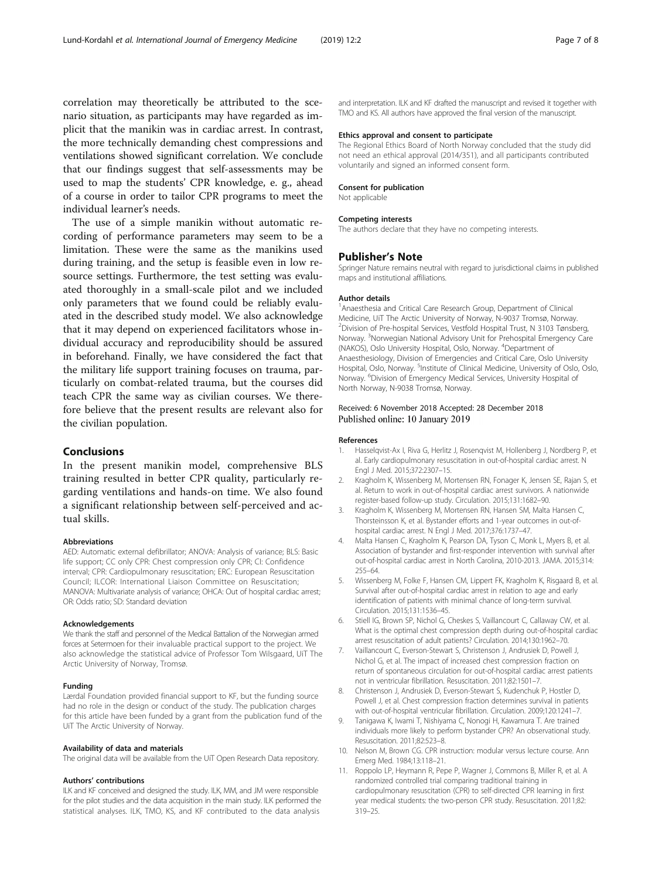correlation may theoretically be attributed to the scenario situation, as participants may have regarded as implicit that the manikin was in cardiac arrest. In contrast, the more technically demanding chest compressions and ventilations showed significant correlation. We conclude that our findings suggest that self-assessments may be used to map the students' CPR knowledge, e. g., ahead of a course in order to tailor CPR programs to meet the individual learner's needs.

The use of a simple manikin without automatic recording of performance parameters may seem to be a limitation. These were the same as the manikins used during training, and the setup is feasible even in low resource settings. Furthermore, the test setting was evaluated thoroughly in a small-scale pilot and we included only parameters that we found could be reliably evaluated in the described study model. We also acknowledge that it may depend on experienced facilitators whose individual accuracy and reproducibility should be assured in beforehand. Finally, we have considered the fact that the military life support training focuses on trauma, particularly on combat-related trauma, but the courses did teach CPR the same way as civilian courses. We therefore believe that the present results are relevant also for the civilian population.

## Conclusions

In the present manikin model, comprehensive BLS training resulted in better CPR quality, particularly regarding ventilations and hands-on time. We also found a significant relationship between self-perceived and actual skills.

#### Abbreviations

AED: Automatic external defibrillator; ANOVA: Analysis of variance; BLS: Basic life support; CC only CPR: Chest compression only CPR; CI: Confidence interval; CPR: Cardiopulmonary resuscitation; ERC: European Resuscitation Council; ILCOR: International Liaison Committee on Resuscitation; MANOVA: Multivariate analysis of variance; OHCA: Out of hospital cardiac arrest; OR: Odds ratio; SD: Standard deviation

#### Acknowledgements

We thank the staff and personnel of the Medical Battalion of the Norwegian armed forces at Setermoen for their invaluable practical support to the project. We also acknowledge the statistical advice of Professor Tom Wilsgaard, UiT The Arctic University of Norway, Tromsø.

#### Funding

Lærdal Foundation provided financial support to KF, but the funding source had no role in the design or conduct of the study. The publication charges for this article have been funded by a grant from the publication fund of the UiT The Arctic University of Norway.

#### Availability of data and materials

The original data will be available from the UiT Open Research Data repository.

#### Authors' contributions

ILK and KF conceived and designed the study. ILK, MM, and JM were responsible for the pilot studies and the data acquisition in the main study. ILK performed the statistical analyses. ILK, TMO, KS, and KF contributed to the data analysis and interpretation. ILK and KF drafted the manuscript and revised it together with TMO and KS. All authors have approved the final version of the manuscript.

#### Ethics approval and consent to participate

The Regional Ethics Board of North Norway concluded that the study did not need an ethical approval (2014/351), and all participants contributed voluntarily and signed an informed consent form.

#### Consent for publication

Not applicable

#### Competing interests

The authors declare that they have no competing interests.

## Publisher's Note

Springer Nature remains neutral with regard to jurisdictional claims in published maps and institutional affiliations.

#### Author details

[1]Anaesthesia and Critical Care Research Group, Department of Clinical Medicine, UiT The Arctic University of Norway, N-9037 Tromsø, Norway. [2]Division of Pre-hospital Services, Vestfold Hospital Trust, N 3103 Tønsberg, Norway. [3]Norwegian National Advisory Unit for Prehospital Emergency Care (NAKOS), Oslo University Hospital, Oslo, Norway. [4]Department of Anaesthesiology, Division of Emergencies and Critical Care, Oslo University Hospital, Oslo, Norway. [5]Institute of Clinical Medicine, University of Oslo, Oslo, Norway. [6]Division of Emergency Medical Services, University Hospital of North Norway, N-9038 Tromsø, Norway.

Received: 6 November 2018 Accepted: 28 December 2018
Published online: 10 January 2019

#### References

1. Hasselqvist-Ax I, Riva G, Herlitz J, Rosenqvist M, Hollenberg J, Nordberg P, et al. Early cardiopulmonary resuscitation in out-of-hospital cardiac arrest. N Engl J Med. 2015;372:2307–15.
2. Kragholm K, Wissenberg M, Mortensen RN, Fonager K, Jensen SE, Rajan S, et al. Return to work in out-of-hospital cardiac arrest survivors. A nationwide register-based follow-up study. Circulation. 2015;131:1682–90.
3. Kragholm K, Wissenberg M, Mortensen RN, Hansen SM, Malta Hansen C, Thorsteinsson K, et al. Bystander efforts and 1-year outcomes in out-of-hospital cardiac arrest. N Engl J Med. 2017;376:1737–47.
4. Malta Hansen C, Kragholm K, Pearson DA, Tyson C, Monk L, Myers B, et al. Association of bystander and first-responder intervention with survival after out-of-hospital cardiac arrest in North Carolina, 2010-2013. JAMA. 2015;314: 255–64.
5. Wissenberg M, Folke F, Hansen CM, Lippert FK, Kragholm K, Risgaard B, et al. Survival after out-of-hospital cardiac arrest in relation to age and early identification of patients with minimal chance of long-term survival. Circulation. 2015;131:1536–45.
6. Stiell IG, Brown SP, Nichol G, Cheskes S, Vaillancourt C, Callaway CW, et al. What is the optimal chest compression depth during out-of-hospital cardiac arrest resuscitation of adult patients? Circulation. 2014;130:1962–70.
7. Vaillancourt C, Everson-Stewart S, Christenson J, Andrusiek D, Powell J, Nichol G, et al. The impact of increased chest compression fraction on return of spontaneous circulation for out-of-hospital cardiac arrest patients not in ventricular fibrillation. Resuscitation. 2011;82:1501–7.
8. Christenson J, Andrusiek D, Everson-Stewart S, Kudenchuk P, Hostler D, Powell J, et al. Chest compression fraction determines survival in patients with out-of-hospital ventricular fibrillation. Circulation. 2009;120:1241–7.
9. Tanigawa K, Iwami T, Nishiyama C, Nonogi H, Kawamura T. Are trained individuals more likely to perform bystander CPR? An observational study. Resuscitation. 2011;82:523–8.
10. Nelson M, Brown CG. CPR instruction: modular versus lecture course. Ann Emerg Med. 1984;13:118–21.
11. Roppolo LP, Heymann R, Pepe P, Wagner J, Commons B, Miller R, et al. A randomized controlled trial comparing traditional training in cardiopulmonary resuscitation (CPR) to self-directed CPR learning in first year medical students: the two-person CPR study. Resuscitation. 2011;82: 319–25.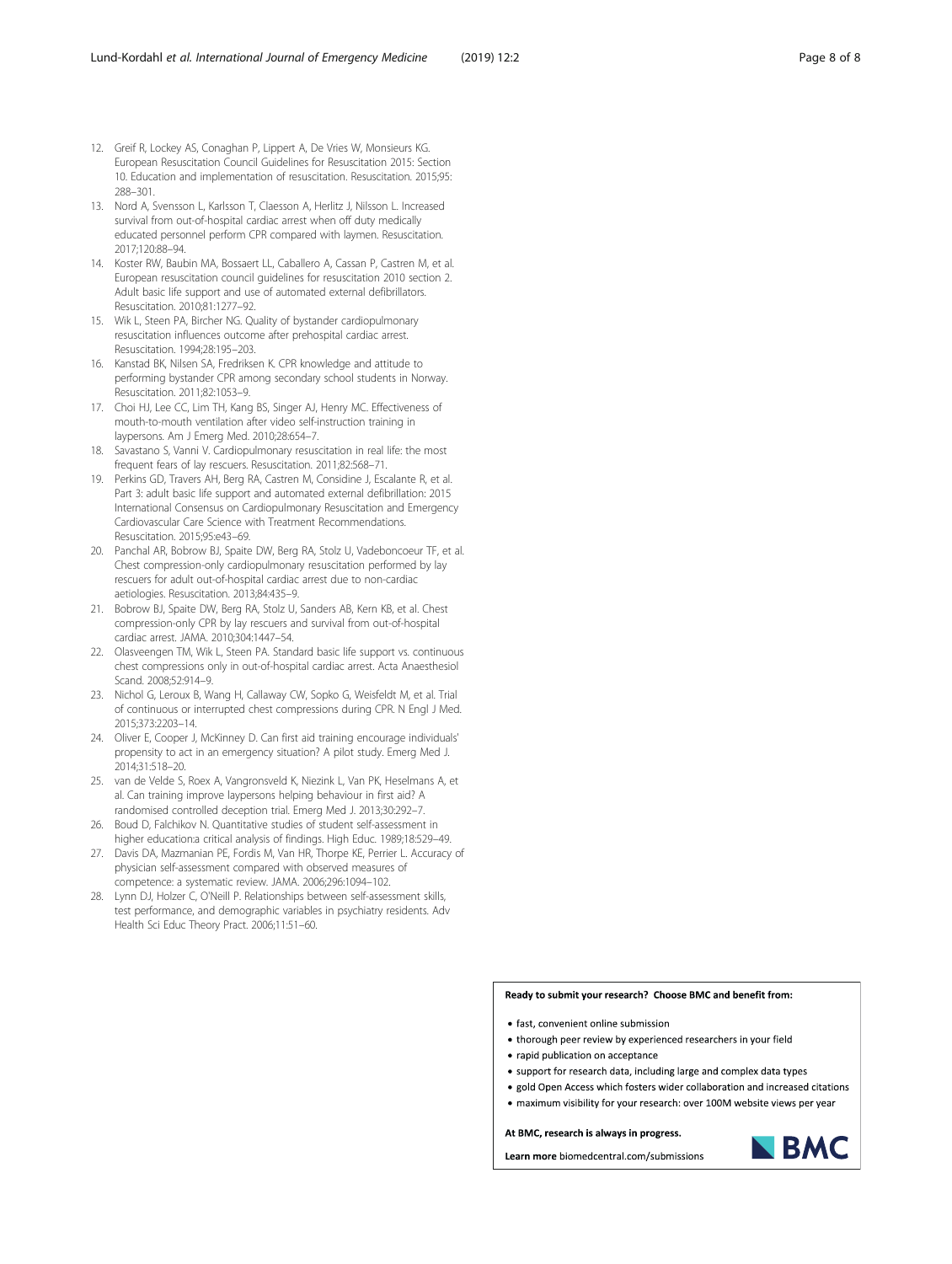12. Greif R, Lockey AS, Conaghan P, Lippert A, De Vries W, Monsieurs KG. European Resuscitation Council Guidelines for Resuscitation 2015: Section 10. Education and implementation of resuscitation. Resuscitation. 2015;95:288–301.
13. Nord A, Svensson L, Karlsson T, Claesson A, Herlitz J, Nilsson L. Increased survival from out-of-hospital cardiac arrest when off duty medically educated personnel perform CPR compared with laymen. Resuscitation. 2017;120:88–94.
14. Koster RW, Baubin MA, Bossaert LL, Caballero A, Cassan P, Castren M, et al. European resuscitation council guidelines for resuscitation 2010 section 2. Adult basic life support and use of automated external defibrillators. Resuscitation. 2010;81:1277–92.
15. Wik L, Steen PA, Bircher NG. Quality of bystander cardiopulmonary resuscitation influences outcome after prehospital cardiac arrest. Resuscitation. 1994;28:195–203.
16. Kanstad BK, Nilsen SA, Fredriksen K. CPR knowledge and attitude to performing bystander CPR among secondary school students in Norway. Resuscitation. 2011;82:1053–9.
17. Choi HJ, Lee CC, Lim TH, Kang BS, Singer AJ, Henry MC. Effectiveness of mouth-to-mouth ventilation after video self-instruction training in laypersons. Am J Emerg Med. 2010;28:654–7.
18. Savastano S, Vanni V. Cardiopulmonary resuscitation in real life: the most frequent fears of lay rescuers. Resuscitation. 2011;82:568–71.
19. Perkins GD, Travers AH, Berg RA, Castren M, Considine J, Escalante R, et al. Part 3: adult basic life support and automated external defibrillation: 2015 International Consensus on Cardiopulmonary Resuscitation and Emergency Cardiovascular Care Science with Treatment Recommendations. Resuscitation. 2015;95:e43–69.
20. Panchal AR, Bobrow BJ, Spaite DW, Berg RA, Stolz U, Vadeboncoeur TF, et al. Chest compression-only cardiopulmonary resuscitation performed by lay rescuers for adult out-of-hospital cardiac arrest due to non-cardiac aetiologies. Resuscitation. 2013;84:435–9.
21. Bobrow BJ, Spaite DW, Berg RA, Stolz U, Sanders AB, Kern KB, et al. Chest compression-only CPR by lay rescuers and survival from out-of-hospital cardiac arrest. JAMA. 2010;304:1447–54.
22. Olasveengen TM, Wik L, Steen PA. Standard basic life support vs. continuous chest compressions only in out-of-hospital cardiac arrest. Acta Anaesthesiol Scand. 2008;52:914–9.
23. Nichol G, Leroux B, Wang H, Callaway CW, Sopko G, Weisfeldt M, et al. Trial of continuous or interrupted chest compressions during CPR. N Engl J Med. 2015;373:2203–14.
24. Oliver E, Cooper J, McKinney D. Can first aid training encourage individuals' propensity to act in an emergency situation? A pilot study. Emerg Med J. 2014;31:518–20.
25. van de Velde S, Roex A, Vangronsveld K, Niezink L, Van PK, Heselmans A, et al. Can training improve laypersons helping behaviour in first aid? A randomised controlled deception trial. Emerg Med J. 2013;30:292–7.
26. Boud D, Falchikov N. Quantitative studies of student self-assessment in higher education:a critical analysis of findings. High Educ. 1989;18:529–49.
27. Davis DA, Mazmanian PE, Fordis M, Van HR, Thorpe KE, Perrier L. Accuracy of physician self-assessment compared with observed measures of competence: a systematic review. JAMA. 2006;296:1094–102.
28. Lynn DJ, Holzer C, O'Neill P. Relationships between self-assessment skills, test performance, and demographic variables in psychiatry residents. Adv Health Sci Educ Theory Pract. 2006;11:51–60.

**Ready to submit your research? Choose BMC and benefit from:**

- fast, convenient online submission
- thorough peer review by experienced researchers in your field
- rapid publication on acceptance
- support for research data, including large and complex data types
- gold Open Access which fosters wider collaboration and increased citations
- maximum visibility for your research: over 100M website views per year

**At BMC, research is always in progress.**

**Learn more** biomedcentral.com/submissions

BMC